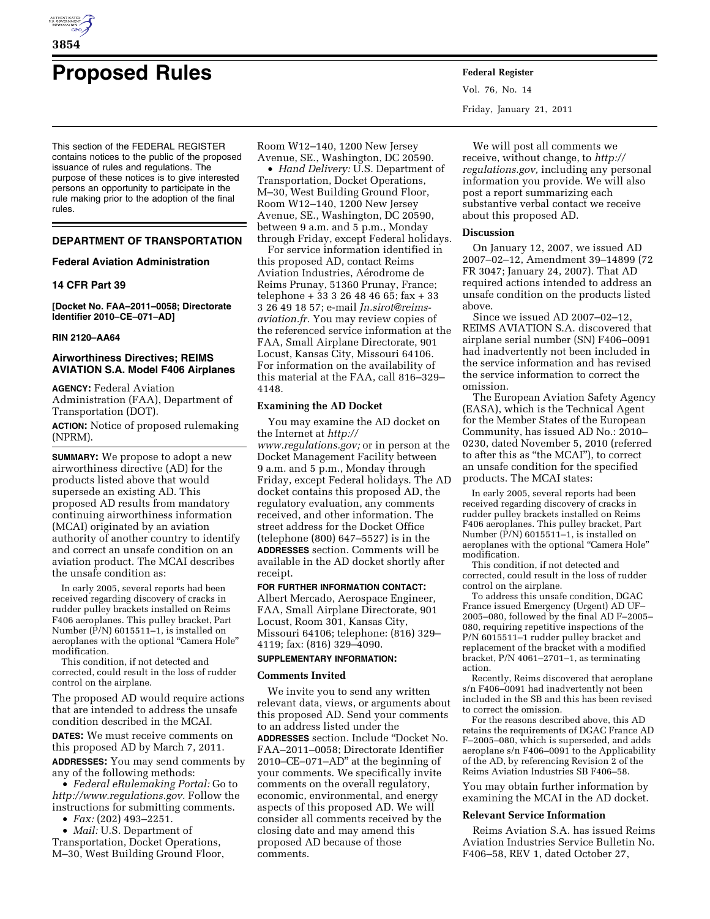# Proposed Rules

This section of the FEDERAL REGISTER contains notices to the public of the proposed issuance of rules and regulations. The purpose of these notices is to give interested persons an opportunity to participate in the rule making prior to the adoption of the final rules.

## DEPARTMENT OF TRANSPORTATION

### Federal Aviation Administration

### 14 CFR Part 39

**[Docket No. FAA–2011–0058; Directorate Identifier 2010–CE–071–AD]**

**RIN 2120–AA64**

### Airworthiness Directives; REIMS AVIATION S.A. Model F406 Airplanes

**AGENCY:** Federal Aviation Administration (FAA), Department of Transportation (DOT).

**ACTION:** Notice of proposed rulemaking (NPRM).

**SUMMARY:** We propose to adopt a new airworthiness directive (AD) for the products listed above that would supersede an existing AD. This proposed AD results from mandatory continuing airworthiness information (MCAI) originated by an aviation authority of another country to identify and correct an unsafe condition on an aviation product. The MCAI describes the unsafe condition as:

In early 2005, several reports had been received regarding discovery of cracks in rudder pulley brackets installed on Reims F406 aeroplanes. This pulley bracket, Part Number (P/N) 6015511–1, is installed on aeroplanes with the optional "Camera Hole" modification.

This condition, if not detected and corrected, could result in the loss of rudder control on the airplane.

The proposed AD would require actions that are intended to address the unsafe condition described in the MCAI.

**DATES:** We must receive comments on this proposed AD by March 7, 2011.

**ADDRESSES:** You may send comments by any of the following methods:

- *Federal eRulemaking Portal:* Go to *http://www.regulations.gov.* Follow the instructions for submitting comments.
- *Fax:* (202) 493–2251.
- *Mail:* U.S. Department of Transportation, Docket Operations, M–30, West Building Ground Floor, Room W12–140, 1200 New Jersey Avenue, SE., Washington, DC 20590.
- *Hand Delivery:* U.S. Department of Transportation, Docket Operations, M–30, West Building Ground Floor, Room W12–140, 1200 New Jersey Avenue, SE., Washington, DC 20590, between 9 a.m. and 5 p.m., Monday through Friday, except Federal holidays.

For service information identified in this proposed AD, contact Reims Aviation Industries, Aérodrome de Reims Prunay, 51360 Prunay, France; telephone + 33 3 26 48 46 65; fax + 33 3 26 49 18 57; e-mail *Jn.sirot@reims-aviation.fr.* You may review copies of the referenced service information at the FAA, Small Airplane Directorate, 901 Locust, Kansas City, Missouri 64106. For information on the availability of this material at the FAA, call 816–329–4148.

**Examining the AD Docket**

You may examine the AD docket on the Internet at *http://www.regulations.gov;* or in person at the Docket Management Facility between 9 a.m. and 5 p.m., Monday through Friday, except Federal holidays. The AD docket contains this proposed AD, the regulatory evaluation, any comments received, and other information. The street address for the Docket Office (telephone (800) 647–5527) is in the **ADDRESSES** section. Comments will be available in the AD docket shortly after receipt.

**FOR FURTHER INFORMATION CONTACT:** Albert Mercado, Aerospace Engineer, FAA, Small Airplane Directorate, 901 Locust, Room 301, Kansas City, Missouri 64106; telephone: (816) 329–4119; fax: (816) 329–4090.

**SUPPLEMENTARY INFORMATION:**

**Comments Invited**

We invite you to send any written relevant data, views, or arguments about this proposed AD. Send your comments to an address listed under the **ADDRESSES** section. Include "Docket No. FAA–2011–0058; Directorate Identifier 2010–CE–071–AD" at the beginning of your comments. We specifically invite comments on the overall regulatory, economic, environmental, and energy aspects of this proposed AD. We will consider all comments received by the closing date and may amend this proposed AD because of those comments.

We will post all comments we receive, without change, to *http://regulations.gov,* including any personal information you provide. We will also post a report summarizing each substantive verbal contact we receive about this proposed AD.

**Discussion**

On January 12, 2007, we issued AD 2007–02–12, Amendment 39–14899 (72 FR 3047; January 24, 2007). That AD required actions intended to address an unsafe condition on the products listed above.

Since we issued AD 2007–02–12, REIMS AVIATION S.A. discovered that airplane serial number (SN) F406–0091 had inadvertently not been included in the service information and has revised the service information to correct the omission.

The European Aviation Safety Agency (EASA), which is the Technical Agent for the Member States of the European Community, has issued AD No.: 2010–0230, dated November 5, 2010 (referred to after this as "the MCAI"), to correct an unsafe condition for the specified products. The MCAI states:

In early 2005, several reports had been received regarding discovery of cracks in rudder pulley brackets installed on Reims F406 aeroplanes. This pulley bracket, Part Number (P/N) 6015511–1, is installed on aeroplanes with the optional "Camera Hole" modification.

This condition, if not detected and corrected, could result in the loss of rudder control on the airplane.

To address this unsafe condition, DGAC France issued Emergency (Urgent) AD UF–2005–080, followed by the final AD F–2005–080, requiring repetitive inspections of the P/N 6015511–1 rudder pulley bracket and replacement of the bracket with a modified bracket, P/N 4061–2701–1, as terminating action.

Recently, Reims discovered that aeroplane s/n F406–0091 had inadvertently not been included in the SB and this has been revised to correct the omission.

For the reasons described above, this AD retains the requirements of DGAC France AD F–2005–080, which is superseded, and adds aeroplane s/n F406–0091 to the Applicability of the AD, by referencing Revision 2 of the Reims Aviation Industries SB F406–58.

You may obtain further information by examining the MCAI in the AD docket.

**Relevant Service Information**

Reims Aviation S.A. has issued Reims Aviation Industries Service Bulletin No. F406–58, REV 1, dated October 27,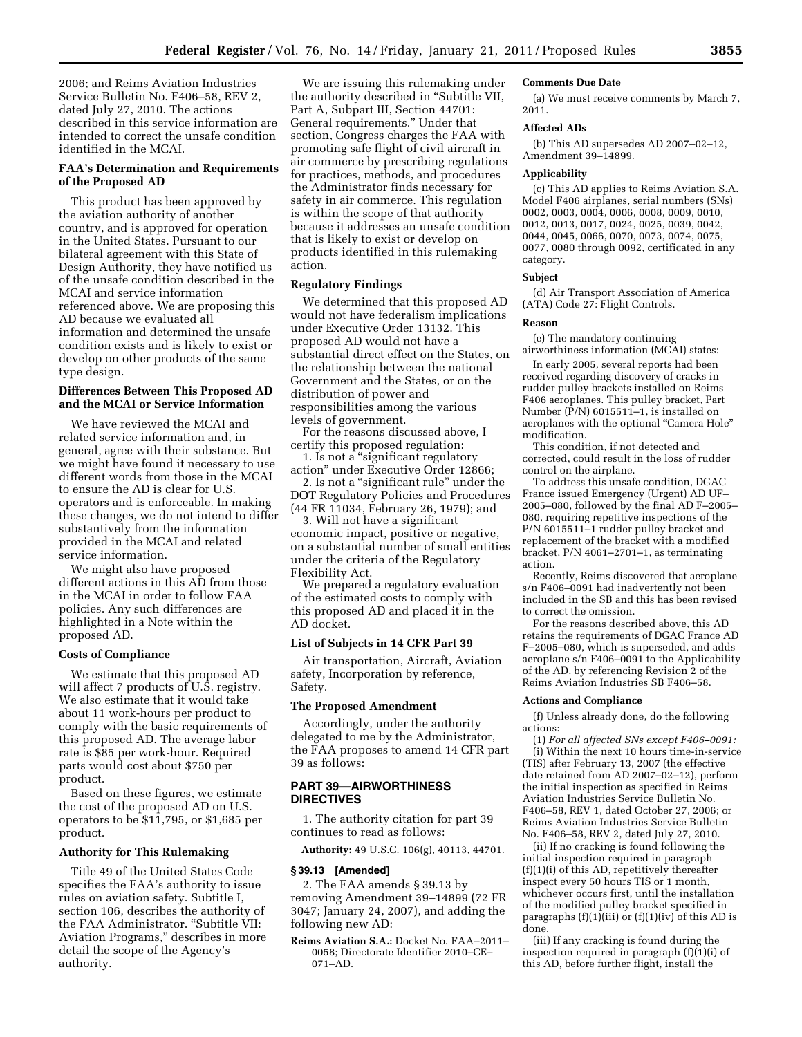2006; and Reims Aviation Industries Service Bulletin No. F406–58, REV 2, dated July 27, 2010. The actions described in this service information are intended to correct the unsafe condition identified in the MCAI.

### FAA's Determination and Requirements of the Proposed AD

This product has been approved by the aviation authority of another country, and is approved for operation in the United States. Pursuant to our bilateral agreement with this State of Design Authority, they have notified us of the unsafe condition described in the MCAI and service information referenced above. We are proposing this AD because we evaluated all information and determined the unsafe condition exists and is likely to exist or develop on other products of the same type design.

### Differences Between This Proposed AD and the MCAI or Service Information

We have reviewed the MCAI and related service information and, in general, agree with their substance. But we might have found it necessary to use different words from those in the MCAI to ensure the AD is clear for U.S. operators and is enforceable. In making these changes, we do not intend to differ substantively from the information provided in the MCAI and related service information.

We might also have proposed different actions in this AD from those in the MCAI in order to follow FAA policies. Any such differences are highlighted in a Note within the proposed AD.

### Costs of Compliance

We estimate that this proposed AD will affect 7 products of U.S. registry. We also estimate that it would take about 11 work-hours per product to comply with the basic requirements of this proposed AD. The average labor rate is $85 per work-hour. Required parts would cost about $750 per product.

Based on these figures, we estimate the cost of the proposed AD on U.S. operators to be $11,795, or $1,685 per product.

### Authority for This Rulemaking

Title 49 of the United States Code specifies the FAA's authority to issue rules on aviation safety. Subtitle I, section 106, describes the authority of the FAA Administrator. "Subtitle VII: Aviation Programs," describes in more detail the scope of the Agency's authority.

We are issuing this rulemaking under the authority described in "Subtitle VII, Part A, Subpart III, Section 44701: General requirements." Under that section, Congress charges the FAA with promoting safe flight of civil aircraft in air commerce by prescribing regulations for practices, methods, and procedures the Administrator finds necessary for safety in air commerce. This regulation is within the scope of that authority because it addresses an unsafe condition that is likely to exist or develop on products identified in this rulemaking action.

### Regulatory Findings

We determined that this proposed AD would not have federalism implications under Executive Order 13132. This proposed AD would not have a substantial direct effect on the States, on the relationship between the national Government and the States, or on the distribution of power and responsibilities among the various levels of government.

For the reasons discussed above, I certify this proposed regulation:

1. Is not a "significant regulatory action" under Executive Order 12866;

2. Is not a "significant rule" under the DOT Regulatory Policies and Procedures (44 FR 11034, February 26, 1979); and

3. Will not have a significant economic impact, positive or negative, on a substantial number of small entities under the criteria of the Regulatory Flexibility Act.

We prepared a regulatory evaluation of the estimated costs to comply with this proposed AD and placed it in the AD docket.

### List of Subjects in 14 CFR Part 39

Air transportation, Aircraft, Aviation safety, Incorporation by reference, Safety.

### The Proposed Amendment

Accordingly, under the authority delegated to me by the Administrator, the FAA proposes to amend 14 CFR part 39 as follows:

## PART 39—AIRWORTHINESS DIRECTIVES

1. The authority citation for part 39 continues to read as follows:

**Authority:** 49 U.S.C. 106(g), 40113, 44701.

### § 39.13 [Amended]

2. The FAA amends § 39.13 by removing Amendment 39–14899 (72 FR 3047; January 24, 2007), and adding the following new AD:

**Reims Aviation S.A.:** Docket No. FAA–2011–0058; Directorate Identifier 2010–CE–071–AD.

#### Comments Due Date

(a) We must receive comments by March 7, 2011.

#### Affected ADs

(b) This AD supersedes AD 2007–02–12, Amendment 39–14899.

#### Applicability

(c) This AD applies to Reims Aviation S.A. Model F406 airplanes, serial numbers (SNs) 0002, 0003, 0004, 0006, 0008, 0009, 0010, 0012, 0013, 0017, 0024, 0025, 0039, 0042, 0044, 0045, 0066, 0070, 0073, 0074, 0075, 0077, 0080 through 0092, certificated in any category.

#### Subject

(d) Air Transport Association of America (ATA) Code 27: Flight Controls.

#### Reason

(e) The mandatory continuing airworthiness information (MCAI) states:

In early 2005, several reports had been received regarding discovery of cracks in rudder pulley brackets installed on Reims F406 aeroplanes. This pulley bracket, Part Number (P/N) 6015511–1, is installed on aeroplanes with the optional "Camera Hole" modification.

This condition, if not detected and corrected, could result in the loss of rudder control on the airplane.

To address this unsafe condition, DGAC France issued Emergency (Urgent) AD UF–2005–080, followed by the final AD F–2005–080, requiring repetitive inspections of the P/N 6015511–1 rudder pulley bracket and replacement of the bracket with a modified bracket, P/N 4061–2701–1, as terminating action.

Recently, Reims discovered that aeroplane s/n F406–0091 had inadvertently not been included in the SB and this has been revised to correct the omission.

For the reasons described above, this AD retains the requirements of DGAC France AD F–2005–080, which is superseded, and adds aeroplane s/n F406–0091 to the Applicability of the AD, by referencing Revision 2 of the Reims Aviation Industries SB F406–58.

#### Actions and Compliance

(f) Unless already done, do the following actions:

(1) *For all affected SNs except F406–0091:*

(i) Within the next 10 hours time-in-service (TIS) after February 13, 2007 (the effective date retained from AD 2007–02–12), perform the initial inspection as specified in Reims Aviation Industries Service Bulletin No. F406–58, REV 1, dated October 27, 2006; or Reims Aviation Industries Service Bulletin No. F406–58, REV 2, dated July 27, 2010.

(ii) If no cracking is found following the initial inspection required in paragraph (f)(1)(i) of this AD, repetitively thereafter inspect every 50 hours TIS or 1 month, whichever occurs first, until the installation of the modified pulley bracket specified in paragraphs (f)(1)(iii) or (f)(1)(iv) of this AD is done.

(iii) If any cracking is found during the inspection required in paragraph (f)(1)(i) of this AD, before further flight, install the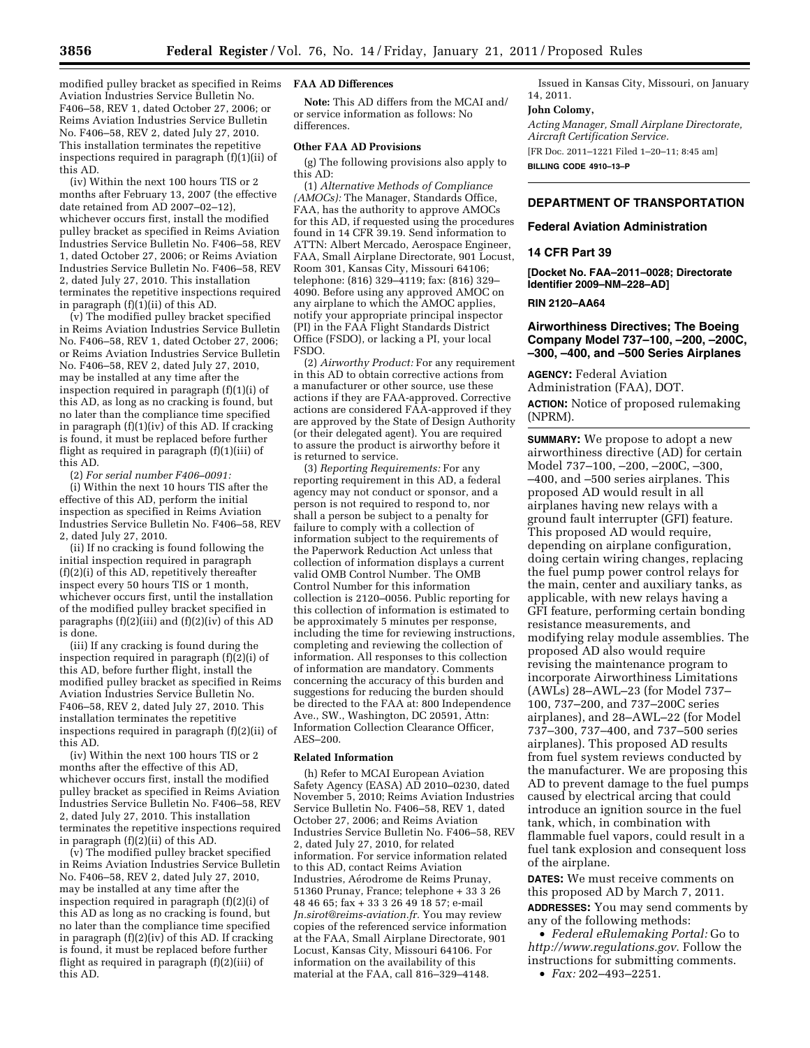modified pulley bracket as specified in Reims Aviation Industries Service Bulletin No. F406–58, REV 1, dated October 27, 2006; or Reims Aviation Industries Service Bulletin No. F406–58, REV 2, dated July 27, 2010. This installation terminates the repetitive inspections required in paragraph (f)(1)(ii) of this AD.

(iv) Within the next 100 hours TIS or 2 months after February 13, 2007 (the effective date retained from AD 2007–02–12), whichever occurs first, install the modified pulley bracket as specified in Reims Aviation Industries Service Bulletin No. F406–58, REV 1, dated October 27, 2006; or Reims Aviation Industries Service Bulletin No. F406–58, REV 2, dated July 27, 2010. This installation terminates the repetitive inspections required in paragraph (f)(1)(ii) of this AD.

(v) The modified pulley bracket specified in Reims Aviation Industries Service Bulletin No. F406–58, REV 1, dated October 27, 2006; or Reims Aviation Industries Service Bulletin No. F406–58, REV 2, dated July 27, 2010, may be installed at any time after the inspection required in paragraph (f)(1)(i) of this AD, as long as no cracking is found, but no later than the compliance time specified in paragraph (f)(1)(iv) of this AD. If cracking is found, it must be replaced before further flight as required in paragraph (f)(1)(iii) of this AD.

(2) *For serial number F406–0091:*

(i) Within the next 10 hours TIS after the effective of this AD, perform the initial inspection as specified in Reims Aviation Industries Service Bulletin No. F406–58, REV 2, dated July 27, 2010.

(ii) If no cracking is found following the initial inspection required in paragraph (f)(2)(i) of this AD, repetitively thereafter inspect every 50 hours TIS or 1 month, whichever occurs first, until the installation of the modified pulley bracket specified in paragraphs (f)(2)(iii) and (f)(2)(iv) of this AD is done.

(iii) If any cracking is found during the inspection required in paragraph (f)(2)(i) of this AD, before further flight, install the modified pulley bracket as specified in Reims Aviation Industries Service Bulletin No. F406–58, REV 2, dated July 27, 2010. This installation terminates the repetitive inspections required in paragraph (f)(2)(ii) of this AD.

(iv) Within the next 100 hours TIS or 2 months after the effective of this AD, whichever occurs first, install the modified pulley bracket as specified in Reims Aviation Industries Service Bulletin No. F406–58, REV 2, dated July 27, 2010. This installation terminates the repetitive inspections required in paragraph (f)(2)(ii) of this AD.

(v) The modified pulley bracket specified in Reims Aviation Industries Service Bulletin No. F406–58, REV 2, dated July 27, 2010, may be installed at any time after the inspection required in paragraph (f)(2)(i) of this AD as long as no cracking is found, but no later than the compliance time specified in paragraph (f)(2)(iv) of this AD. If cracking is found, it must be replaced before further flight as required in paragraph (f)(2)(iii) of this AD.

**FAA AD Differences**

**Note:** This AD differs from the MCAI and/or service information as follows: No differences.

**Other FAA AD Provisions**

(g) The following provisions also apply to this AD:

(1) *Alternative Methods of Compliance (AMOCs):* The Manager, Standards Office, FAA, has the authority to approve AMOCs for this AD, if requested using the procedures found in 14 CFR 39.19. Send information to ATTN: Albert Mercado, Aerospace Engineer, FAA, Small Airplane Directorate, 901 Locust, Room 301, Kansas City, Missouri 64106; telephone: (816) 329–4119; fax: (816) 329–4090. Before using any approved AMOC on any airplane to which the AMOC applies, notify your appropriate principal inspector (PI) in the FAA Flight Standards District Office (FSDO), or lacking a PI, your local FSDO.

(2) *Airworthy Product:* For any requirement in this AD to obtain corrective actions from a manufacturer or other source, use these actions if they are FAA-approved. Corrective actions are considered FAA-approved if they are approved by the State of Design Authority (or their delegated agent). You are required to assure the product is airworthy before it is returned to service.

(3) *Reporting Requirements:* For any reporting requirement in this AD, a federal agency may not conduct or sponsor, and a person is not required to respond to, nor shall a person be subject to a penalty for failure to comply with a collection of information subject to the requirements of the Paperwork Reduction Act unless that collection of information displays a current valid OMB Control Number. The OMB Control Number for this information collection is 2120–0056. Public reporting for this collection of information is estimated to be approximately 5 minutes per response, including the time for reviewing instructions, completing and reviewing the collection of information. All responses to this collection of information are mandatory. Comments concerning the accuracy of this burden and suggestions for reducing the burden should be directed to the FAA at: 800 Independence Ave., SW., Washington, DC 20591, Attn: Information Collection Clearance Officer, AES–200.

**Related Information**

(h) Refer to MCAI European Aviation Safety Agency (EASA) AD 2010–0230, dated November 5, 2010; Reims Aviation Industries Service Bulletin No. F406–58, REV 1, dated October 27, 2006; and Reims Aviation Industries Service Bulletin No. F406–58, REV 2, dated July 27, 2010, for related information. For service information related to this AD, contact Reims Aviation Industries, Aérodrome de Reims Prunay, 51360 Prunay, France; telephone + 33 3 26 48 46 65; fax + 33 3 26 49 18 57; e-mail *Jn.sirot@reims-aviation.fr.* You may review copies of the referenced service information at the FAA, Small Airplane Directorate, 901 Locust, Kansas City, Missouri 64106. For information on the availability of this material at the FAA, call 816–329–4148.

Issued in Kansas City, Missouri, on January 14, 2011.

**John Colomy,**

*Acting Manager, Small Airplane Directorate, Aircraft Certification Service.*

[FR Doc. 2011–1221 Filed 1–20–11; 8:45 am]

**BILLING CODE 4910–13–P**

---

## DEPARTMENT OF TRANSPORTATION

### Federal Aviation Administration

### 14 CFR Part 39

**[Docket No. FAA–2011–0028; Directorate Identifier 2009–NM–228–AD]**

**RIN 2120–AA64**

## Airworthiness Directives; The Boeing Company Model 737–100, –200, –200C, –300, –400, and –500 Series Airplanes

**AGENCY:** Federal Aviation Administration (FAA), DOT.

**ACTION:** Notice of proposed rulemaking (NPRM).

**SUMMARY:** We propose to adopt a new airworthiness directive (AD) for certain Model 737–100, –200, –200C, –300, –400, and –500 series airplanes. This proposed AD would result in all airplanes having new relays with a ground fault interrupter (GFI) feature. This proposed AD would require, depending on airplane configuration, doing certain wiring changes, replacing the fuel pump power control relays for the main, center and auxiliary tanks, as applicable, with new relays having a GFI feature, performing certain bonding resistance measurements, and modifying relay module assemblies. The proposed AD also would require revising the maintenance program to incorporate Airworthiness Limitations (AWLs) 28–AWL–23 (for Model 737–100, 737–200, and 737–200C series airplanes), and 28–AWL–22 (for Model 737–300, 737–400, and 737–500 series airplanes). This proposed AD results from fuel system reviews conducted by the manufacturer. We are proposing this AD to prevent damage to the fuel pumps caused by electrical arcing that could introduce an ignition source in the fuel tank, which, in combination with flammable fuel vapors, could result in a fuel tank explosion and consequent loss of the airplane.

**DATES:** We must receive comments on this proposed AD by March 7, 2011.

**ADDRESSES:** You may send comments by any of the following methods:

- *Federal eRulemaking Portal:* Go to *http://www.regulations.gov*. Follow the instructions for submitting comments.
- *Fax:* 202–493–2251.